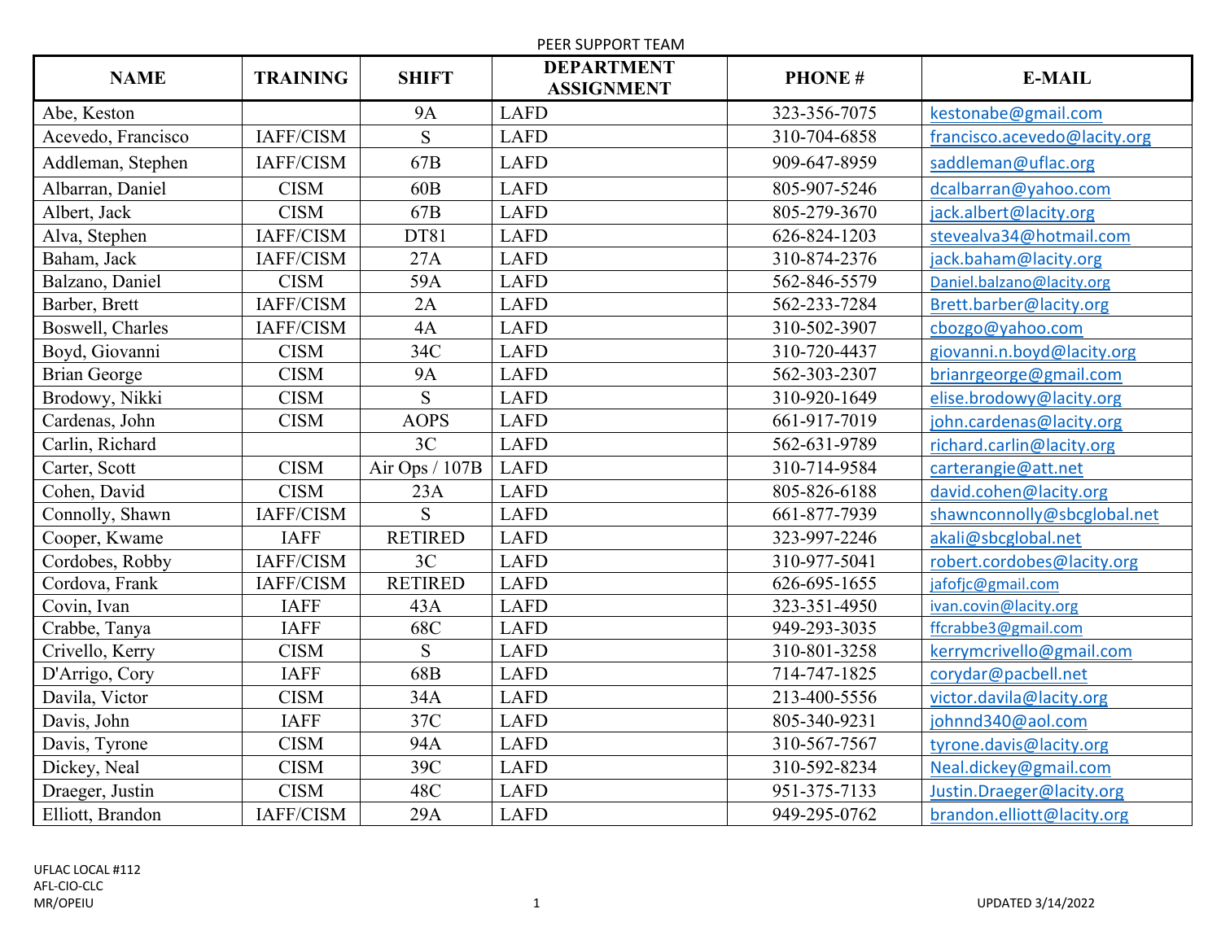PEER SUPPORT TEAM

| NAME | TRAINING | SHIFT | DEPARTMENT ASSIGNMENT | PHONE # | E-MAIL |
|---|---|---|---|---|---|
| Abe, Keston | | 9A | LAFD | 323-356-7075 | kestonabe@gmail.com |
| Acevedo, Francisco | IAFF/CISM | S | LAFD | 310-704-6858 | francisco.acevedo@lacity.org |
| Addleman, Stephen | IAFF/CISM | 67B | LAFD | 909-647-8959 | saddleman@uflac.org |
| Albarran, Daniel | CISM | 60B | LAFD | 805-907-5246 | dcalbarran@yahoo.com |
| Albert, Jack | CISM | 67B | LAFD | 805-279-3670 | jack.albert@lacity.org |
| Alva, Stephen | IAFF/CISM | DT81 | LAFD | 626-824-1203 | stevealva34@hotmail.com |
| Baham, Jack | IAFF/CISM | 27A | LAFD | 310-874-2376 | jack.baham@lacity.org |
| Balzano, Daniel | CISM | 59A | LAFD | 562-846-5579 | Daniel.balzano@lacity.org |
| Barber, Brett | IAFF/CISM | 2A | LAFD | 562-233-7284 | Brett.barber@lacity.org |
| Boswell, Charles | IAFF/CISM | 4A | LAFD | 310-502-3907 | cbozgo@yahoo.com |
| Boyd, Giovanni | CISM | 34C | LAFD | 310-720-4437 | giovanni.n.boyd@lacity.org |
| Brian George | CISM | 9A | LAFD | 562-303-2307 | brianrgeorge@gmail.com |
| Brodowy, Nikki | CISM | S | LAFD | 310-920-1649 | elise.brodowy@lacity.org |
| Cardenas, John | CISM | AOPS | LAFD | 661-917-7019 | john.cardenas@lacity.org |
| Carlin, Richard | | 3C | LAFD | 562-631-9789 | richard.carlin@lacity.org |
| Carter, Scott | CISM | Air Ops / 107B | LAFD | 310-714-9584 | carterangie@att.net |
| Cohen, David | CISM | 23A | LAFD | 805-826-6188 | david.cohen@lacity.org |
| Connolly, Shawn | IAFF/CISM | S | LAFD | 661-877-7939 | shawnconnolly@sbcglobal.net |
| Cooper, Kwame | IAFF | RETIRED | LAFD | 323-997-2246 | akali@sbcglobal.net |
| Cordobes, Robby | IAFF/CISM | 3C | LAFD | 310-977-5041 | robert.cordobes@lacity.org |
| Cordova, Frank | IAFF/CISM | RETIRED | LAFD | 626-695-1655 | jafofjc@gmail.com |
| Covin, Ivan | IAFF | 43A | LAFD | 323-351-4950 | ivan.covin@lacity.org |
| Crabbe, Tanya | IAFF | 68C | LAFD | 949-293-3035 | ffcrabbe3@gmail.com |
| Crivello, Kerry | CISM | S | LAFD | 310-801-3258 | kerrymcrivello@gmail.com |
| D'Arrigo, Cory | IAFF | 68B | LAFD | 714-747-1825 | corydar@pacbell.net |
| Davila, Victor | CISM | 34A | LAFD | 213-400-5556 | victor.davila@lacity.org |
| Davis, John | IAFF | 37C | LAFD | 805-340-9231 | johnnd340@aol.com |
| Davis, Tyrone | CISM | 94A | LAFD | 310-567-7567 | tyrone.davis@lacity.org |
| Dickey, Neal | CISM | 39C | LAFD | 310-592-8234 | Neal.dickey@gmail.com |
| Draeger, Justin | CISM | 48C | LAFD | 951-375-7133 | Justin.Draeger@lacity.org |
| Elliott, Brandon | IAFF/CISM | 29A | LAFD | 949-295-0762 | brandon.elliott@lacity.org |

UFLAC LOCAL #112
AFL-CIO-CLC
MR/OPEIU

UPDATED 3/14/2022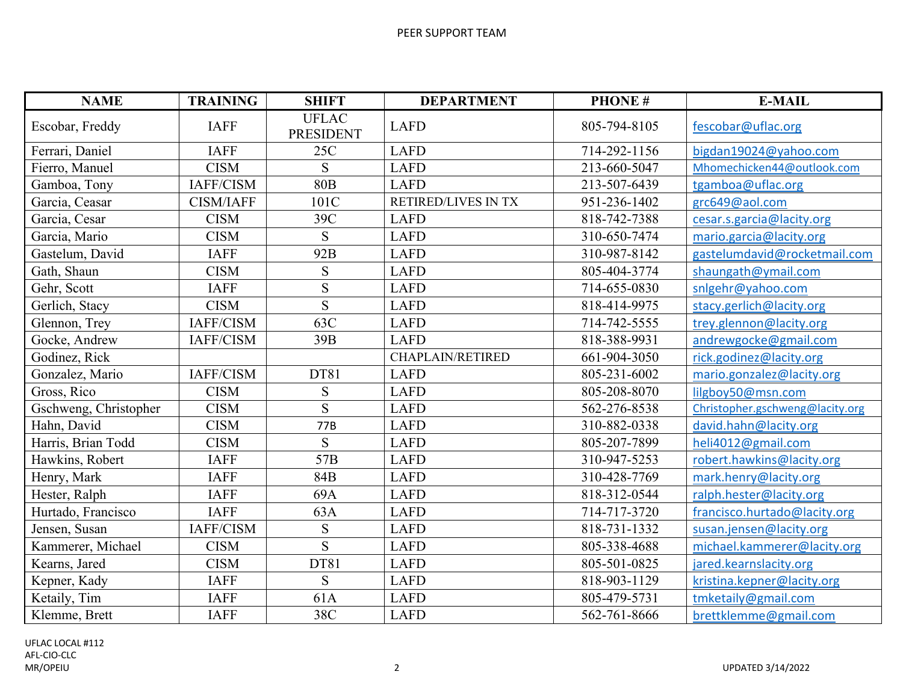PEER SUPPORT TEAM

| NAME | TRAINING | SHIFT | DEPARTMENT | PHONE # | E-MAIL |
|---|---|---|---|---|---|
| Escobar, Freddy | IAFF | UFLAC PRESIDENT | LAFD | 805-794-8105 | fescobar@uflac.org |
| Ferrari, Daniel | IAFF | 25C | LAFD | 714-292-1156 | bigdan19024@yahoo.com |
| Fierro, Manuel | CISM | S | LAFD | 213-660-5047 | Mhomechicken44@outlook.com |
| Gamboa, Tony | IAFF/CISM | 80B | LAFD | 213-507-6439 | tgamboa@uflac.org |
| Garcia, Ceasar | CISM/IAFF | 101C | RETIRED/LIVES IN TX | 951-236-1402 | grc649@aol.com |
| Garcia, Cesar | CISM | 39C | LAFD | 818-742-7388 | cesar.s.garcia@lacity.org |
| Garcia, Mario | CISM | S | LAFD | 310-650-7474 | mario.garcia@lacity.org |
| Gastelum, David | IAFF | 92B | LAFD | 310-987-8142 | gastelumdavid@rocketmail.com |
| Gath, Shaun | CISM | S | LAFD | 805-404-3774 | shaungath@ymail.com |
| Gehr, Scott | IAFF | S | LAFD | 714-655-0830 | snlgehr@yahoo.com |
| Gerlich, Stacy | CISM | S | LAFD | 818-414-9975 | stacy.gerlich@lacity.org |
| Glennon, Trey | IAFF/CISM | 63C | LAFD | 714-742-5555 | trey.glennon@lacity.org |
| Gocke, Andrew | IAFF/CISM | 39B | LAFD | 818-388-9931 | andrewgocke@gmail.com |
| Godinez, Rick | | | CHAPLAIN/RETIRED | 661-904-3050 | rick.godinez@lacity.org |
| Gonzalez, Mario | IAFF/CISM | DT81 | LAFD | 805-231-6002 | mario.gonzalez@lacity.org |
| Gross, Rico | CISM | S | LAFD | 805-208-8070 | lilgboy50@msn.com |
| Gschweng, Christopher | CISM | S | LAFD | 562-276-8538 | Christopher.gschweng@lacity.org |
| Hahn, David | CISM | 77B | LAFD | 310-882-0338 | david.hahn@lacity.org |
| Harris, Brian Todd | CISM | S | LAFD | 805-207-7899 | heli4012@gmail.com |
| Hawkins, Robert | IAFF | 57B | LAFD | 310-947-5253 | robert.hawkins@lacity.org |
| Henry, Mark | IAFF | 84B | LAFD | 310-428-7769 | mark.henry@lacity.org |
| Hester, Ralph | IAFF | 69A | LAFD | 818-312-0544 | ralph.hester@lacity.org |
| Hurtado, Francisco | IAFF | 63A | LAFD | 714-717-3720 | francisco.hurtado@lacity.org |
| Jensen, Susan | IAFF/CISM | S | LAFD | 818-731-1332 | susan.jensen@lacity.org |
| Kammerer, Michael | CISM | S | LAFD | 805-338-4688 | michael.kammerer@lacity.org |
| Kearns, Jared | CISM | DT81 | LAFD | 805-501-0825 | jared.kearnslacity.org |
| Kepner, Kady | IAFF | S | LAFD | 818-903-1129 | kristina.kepner@lacity.org |
| Ketaily, Tim | IAFF | 61A | LAFD | 805-479-5731 | tmketaily@gmail.com |
| Klemme, Brett | IAFF | 38C | LAFD | 562-761-8666 | brettklemme@gmail.com |

UFLAC LOCAL #112
AFL-CIO-CLC
MR/OPEIU

UPDATED 3/14/2022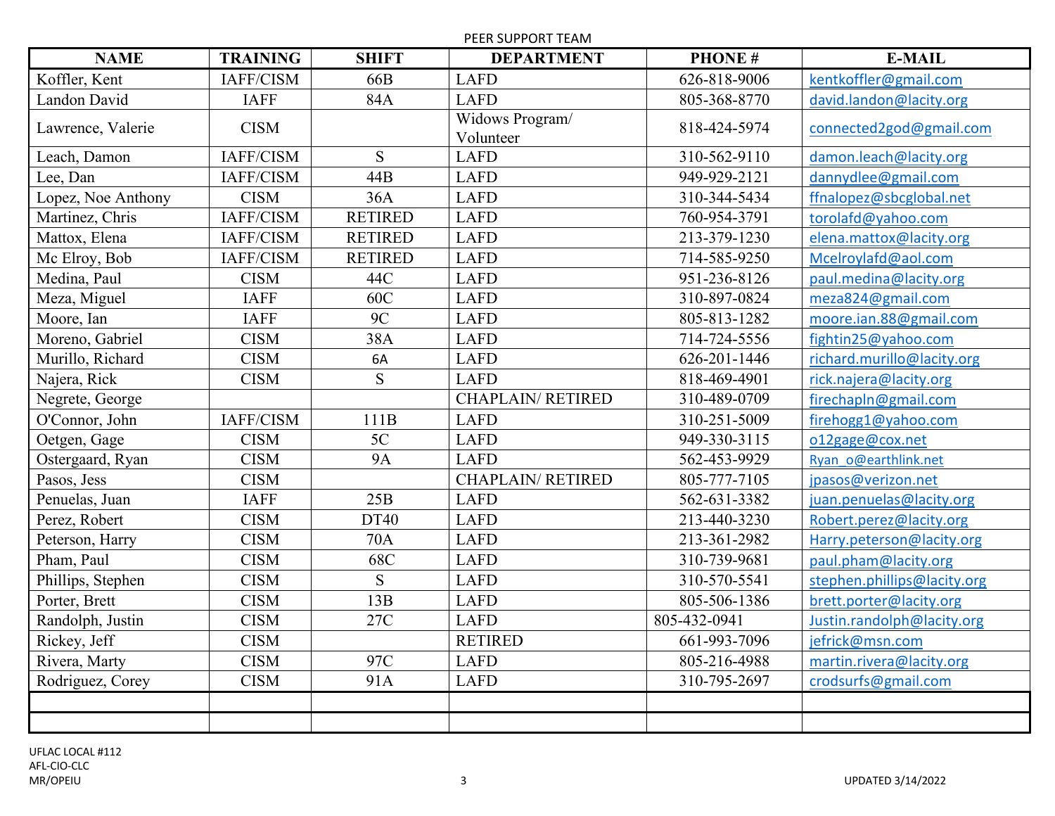PEER SUPPORT TEAM

| NAME | TRAINING | SHIFT | DEPARTMENT | PHONE # | E-MAIL |
|---|---|---|---|---|---|
| Koffler, Kent | IAFF/CISM | 66B | LAFD | 626-818-9006 | kentkoffler@gmail.com |
| Landon David | IAFF | 84A | LAFD | 805-368-8770 | david.landon@lacity.org |
| Lawrence, Valerie | CISM | | Widows Program/ Volunteer | 818-424-5974 | connected2god@gmail.com |
| Leach, Damon | IAFF/CISM | S | LAFD | 310-562-9110 | damon.leach@lacity.org |
| Lee, Dan | IAFF/CISM | 44B | LAFD | 949-929-2121 | dannydlee@gmail.com |
| Lopez, Noe Anthony | CISM | 36A | LAFD | 310-344-5434 | ffnalopez@sbcglobal.net |
| Martinez, Chris | IAFF/CISM | RETIRED | LAFD | 760-954-3791 | torolafd@yahoo.com |
| Mattox, Elena | IAFF/CISM | RETIRED | LAFD | 213-379-1230 | elena.mattox@lacity.org |
| Mc Elroy, Bob | IAFF/CISM | RETIRED | LAFD | 714-585-9250 | Mcelroylafd@aol.com |
| Medina, Paul | CISM | 44C | LAFD | 951-236-8126 | paul.medina@lacity.org |
| Meza, Miguel | IAFF | 60C | LAFD | 310-897-0824 | meza824@gmail.com |
| Moore, Ian | IAFF | 9C | LAFD | 805-813-1282 | moore.ian.88@gmail.com |
| Moreno, Gabriel | CISM | 38A | LAFD | 714-724-5556 | fightin25@yahoo.com |
| Murillo, Richard | CISM | 6A | LAFD | 626-201-1446 | richard.murillo@lacity.org |
| Najera, Rick | CISM | S | LAFD | 818-469-4901 | rick.najera@lacity.org |
| Negrete, George | | | CHAPLAIN/ RETIRED | 310-489-0709 | firechapln@gmail.com |
| O'Connor, John | IAFF/CISM | 111B | LAFD | 310-251-5009 | firehogg1@yahoo.com |
| Oetgen, Gage | CISM | 5C | LAFD | 949-330-3115 | o12gage@cox.net |
| Ostergaard, Ryan | CISM | 9A | LAFD | 562-453-9929 | Ryan_o@earthlink.net |
| Pasos, Jess | CISM | | CHAPLAIN/ RETIRED | 805-777-7105 | jpasos@verizon.net |
| Penuelas, Juan | IAFF | 25B | LAFD | 562-631-3382 | juan.penuelas@lacity.org |
| Perez, Robert | CISM | DT40 | LAFD | 213-440-3230 | Robert.perez@lacity.org |
| Peterson, Harry | CISM | 70A | LAFD | 213-361-2982 | Harry.peterson@lacity.org |
| Pham, Paul | CISM | 68C | LAFD | 310-739-9681 | paul.pham@lacity.org |
| Phillips, Stephen | CISM | S | LAFD | 310-570-5541 | stephen.phillips@lacity.org |
| Porter, Brett | CISM | 13B | LAFD | 805-506-1386 | brett.porter@lacity.org |
| Randolph, Justin | CISM | 27C | LAFD | 805-432-0941 | Justin.randolph@lacity.org |
| Rickey, Jeff | CISM | | RETIRED | 661-993-7096 | jefrick@msn.com |
| Rivera, Marty | CISM | 97C | LAFD | 805-216-4988 | martin.rivera@lacity.org |
| Rodriguez, Corey | CISM | 91A | LAFD | 310-795-2697 | crodsurfs@gmail.com |
| | | | | | |
| | | | | | |

UFLAC LOCAL #112
AFL-CIO-CLC
MR/OPEIU

UPDATED 3/14/2022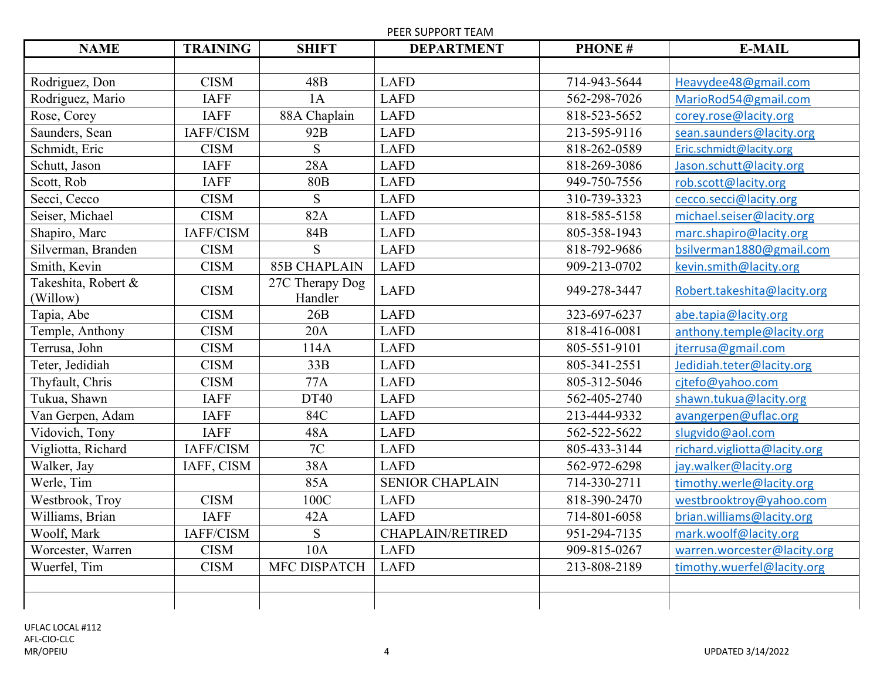PEER SUPPORT TEAM

| NAME | TRAINING | SHIFT | DEPARTMENT | PHONE # | E-MAIL |
|---|---|---|---|---|---|
| | | | | | |
| Rodriguez, Don | CISM | 48B | LAFD | 714-943-5644 | Heavydee48@gmail.com |
| Rodriguez, Mario | IAFF | 1A | LAFD | 562-298-7026 | MarioRod54@gmail.com |
| Rose, Corey | IAFF | 88A Chaplain | LAFD | 818-523-5652 | corey.rose@lacity.org |
| Saunders, Sean | IAFF/CISM | 92B | LAFD | 213-595-9116 | sean.saunders@lacity.org |
| Schmidt, Eric | CISM | S | LAFD | 818-262-0589 | Eric.schmidt@lacity.org |
| Schutt, Jason | IAFF | 28A | LAFD | 818-269-3086 | Jason.schutt@lacity.org |
| Scott, Rob | IAFF | 80B | LAFD | 949-750-7556 | rob.scott@lacity.org |
| Secci, Cecco | CISM | S | LAFD | 310-739-3323 | cecco.secci@lacity.org |
| Seiser, Michael | CISM | 82A | LAFD | 818-585-5158 | michael.seiser@lacity.org |
| Shapiro, Marc | IAFF/CISM | 84B | LAFD | 805-358-1943 | marc.shapiro@lacity.org |
| Silverman, Branden | CISM | S | LAFD | 818-792-9686 | bsilverman1880@gmail.com |
| Smith, Kevin | CISM | 85B CHAPLAIN | LAFD | 909-213-0702 | kevin.smith@lacity.org |
| Takeshita, Robert & (Willow) | CISM | 27C Therapy Dog Handler | LAFD | 949-278-3447 | Robert.takeshita@lacity.org |
| Tapia, Abe | CISM | 26B | LAFD | 323-697-6237 | abe.tapia@lacity.org |
| Temple, Anthony | CISM | 20A | LAFD | 818-416-0081 | anthony.temple@lacity.org |
| Terrusa, John | CISM | 114A | LAFD | 805-551-9101 | jterrusa@gmail.com |
| Teter, Jedidiah | CISM | 33B | LAFD | 805-341-2551 | Jedidiah.teter@lacity.org |
| Thyfault, Chris | CISM | 77A | LAFD | 805-312-5046 | cjtefo@yahoo.com |
| Tukua, Shawn | IAFF | DT40 | LAFD | 562-405-2740 | shawn.tukua@lacity.org |
| Van Gerpen, Adam | IAFF | 84C | LAFD | 213-444-9332 | avangerpen@uflac.org |
| Vidovich, Tony | IAFF | 48A | LAFD | 562-522-5622 | slugvido@aol.com |
| Vigliotta, Richard | IAFF/CISM | 7C | LAFD | 805-433-3144 | richard.vigliotta@lacity.org |
| Walker, Jay | IAFF, CISM | 38A | LAFD | 562-972-6298 | jay.walker@lacity.org |
| Werle, Tim | | 85A | SENIOR CHAPLAIN | 714-330-2711 | timothy.werle@lacity.org |
| Westbrook, Troy | CISM | 100C | LAFD | 818-390-2470 | westbrooktroy@yahoo.com |
| Williams, Brian | IAFF | 42A | LAFD | 714-801-6058 | brian.williams@lacity.org |
| Woolf, Mark | IAFF/CISM | S | CHAPLAIN/RETIRED | 951-294-7135 | mark.woolf@lacity.org |
| Worcester, Warren | CISM | 10A | LAFD | 909-815-0267 | warren.worcester@lacity.org |
| Wuerfel, Tim | CISM | MFC DISPATCH | LAFD | 213-808-2189 | timothy.wuerfel@lacity.org |
| | | | | | |
| | | | | | |

UFLAC LOCAL #112
AFL-CIO-CLC
MR/OPEIU

UPDATED 3/14/2022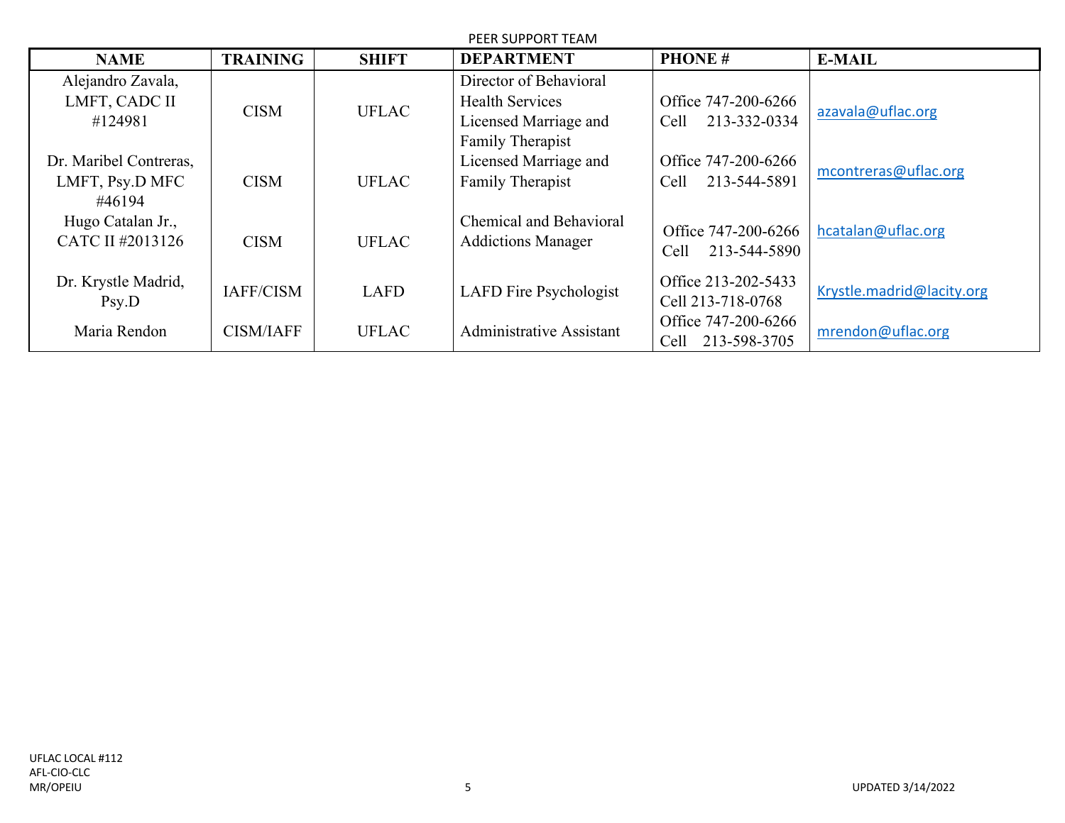PEER SUPPORT TEAM

| NAME | TRAINING | SHIFT | DEPARTMENT | PHONE # | E-MAIL |
|---|---|---|---|---|---|
| Alejandro Zavala, LMFT, CADC II #124981 | CISM | UFLAC | Director of Behavioral Health Services Licensed Marriage and Family Therapist | Office 747-200-6266 Cell 213-332-0334 | azavala@uflac.org |
| Dr. Maribel Contreras, LMFT, Psy.D MFC #46194 | CISM | UFLAC | Licensed Marriage and Family Therapist | Office 747-200-6266 Cell 213-544-5891 | mcontreras@uflac.org |
| Hugo Catalan Jr., CATC II #2013126 | CISM | UFLAC | Chemical and Behavioral Addictions Manager | Office 747-200-6266 Cell 213-544-5890 | hcatalan@uflac.org |
| Dr. Krystle Madrid, Psy.D | IAFF/CISM | LAFD | LAFD Fire Psychologist | Office 213-202-5433 Cell 213-718-0768 | Krystle.madrid@lacity.org |
| Maria Rendon | CISM/IAFF | UFLAC | Administrative Assistant | Office 747-200-6266 Cell 213-598-3705 | mrendon@uflac.org |

UFLAC LOCAL #112
AFL-CIO-CLC
MR/OPEIU

UPDATED 3/14/2022